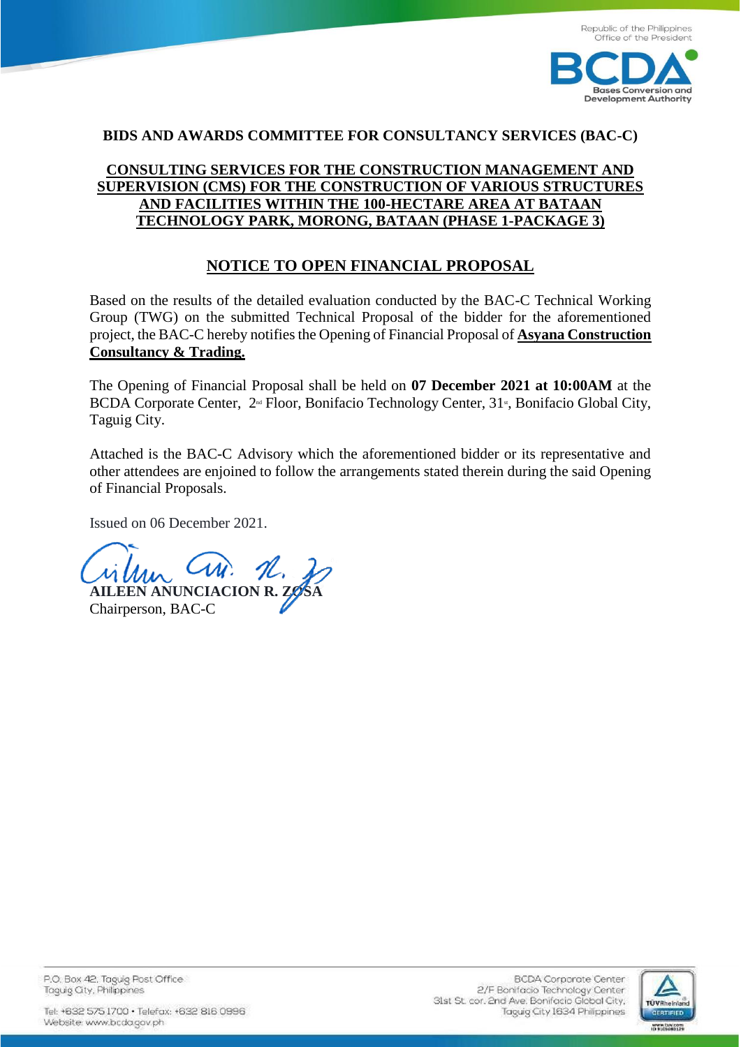Republic of the Philippines
Office of the President

**BCDA**
Bases Conversion and Development Authority

**BIDS AND AWARDS COMMITTEE FOR CONSULTANCY SERVICES (BAC-C)**

**CONSULTING SERVICES FOR THE CONSTRUCTION MANAGEMENT AND SUPERVISION (CMS) FOR THE CONSTRUCTION OF VARIOUS STRUCTURES AND FACILITIES WITHIN THE 100-HECTARE AREA AT BATAAN TECHNOLOGY PARK, MORONG, BATAAN (PHASE 1-PACKAGE 3)**

## NOTICE TO OPEN FINANCIAL PROPOSAL

Based on the results of the detailed evaluation conducted by the BAC-C Technical Working Group (TWG) on the submitted Technical Proposal of the bidder for the aforementioned project, the BAC-C hereby notifies the Opening of Financial Proposal of **Asyana Construction Consultancy & Trading.**

The Opening of Financial Proposal shall be held on **07 December 2021 at 10:00AM** at the BCDA Corporate Center, 2nd Floor, Bonifacio Technology Center, 31st, Bonifacio Global City, Taguig City.

Attached is the BAC-C Advisory which the aforementioned bidder or its representative and other attendees are enjoined to follow the arrangements stated therein during the said Opening of Financial Proposals.

Issued on 06 December 2021.

**AILEEN ANUNCIACION R. ZOSA**
Chairperson, BAC-C

P.O. Box 42, Taguig Post Office
Taguig City, Philippines

Tel: +632 575 1700 • Telefax: +632 816 0996
Website: www.bcda.gov.ph

BCDA Corporate Center
2/F Bonifacio Technology Center
31st St. cor. 2nd Ave. Bonifacio Global City,
Taguig City 1634 Philippines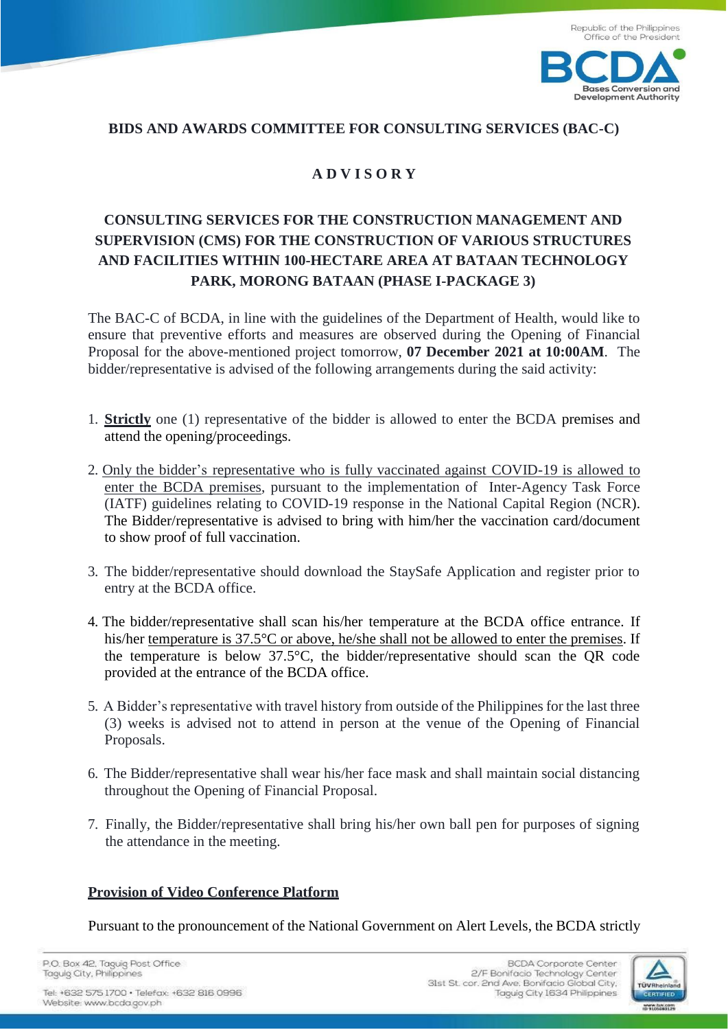**BIDS AND AWARDS COMMITTEE FOR CONSULTING SERVICES (BAC-C)**

**A D V I S O R Y**

**CONSULTING SERVICES FOR THE CONSTRUCTION MANAGEMENT AND SUPERVISION (CMS) FOR THE CONSTRUCTION OF VARIOUS STRUCTURES AND FACILITIES WITHIN 100-HECTARE AREA AT BATAAN TECHNOLOGY PARK, MORONG BATAAN (PHASE I-PACKAGE 3)**

The BAC-C of BCDA, in line with the guidelines of the Department of Health, would like to ensure that preventive efforts and measures are observed during the Opening of Financial Proposal for the above-mentioned project tomorrow, **07 December 2021 at 10:00AM**. The bidder/representative is advised of the following arrangements during the said activity:

1. **Strictly** one (1) representative of the bidder is allowed to enter the BCDA premises and attend the opening/proceedings.

2. Only the bidder's representative who is fully vaccinated against COVID-19 is allowed to enter the BCDA premises, pursuant to the implementation of Inter-Agency Task Force (IATF) guidelines relating to COVID-19 response in the National Capital Region (NCR). The Bidder/representative is advised to bring with him/her the vaccination card/document to show proof of full vaccination.

3. The bidder/representative should download the StaySafe Application and register prior to entry at the BCDA office.

4. The bidder/representative shall scan his/her temperature at the BCDA office entrance. If his/her temperature is 37.5°C or above, he/she shall not be allowed to enter the premises. If the temperature is below 37.5°C, the bidder/representative should scan the QR code provided at the entrance of the BCDA office.

5. A Bidder's representative with travel history from outside of the Philippines for the last three (3) weeks is advised not to attend in person at the venue of the Opening of Financial Proposals.

6. The Bidder/representative shall wear his/her face mask and shall maintain social distancing throughout the Opening of Financial Proposal.

7. Finally, the Bidder/representative shall bring his/her own ball pen for purposes of signing the attendance in the meeting.

**Provision of Video Conference Platform**

Pursuant to the pronouncement of the National Government on Alert Levels, the BCDA strictly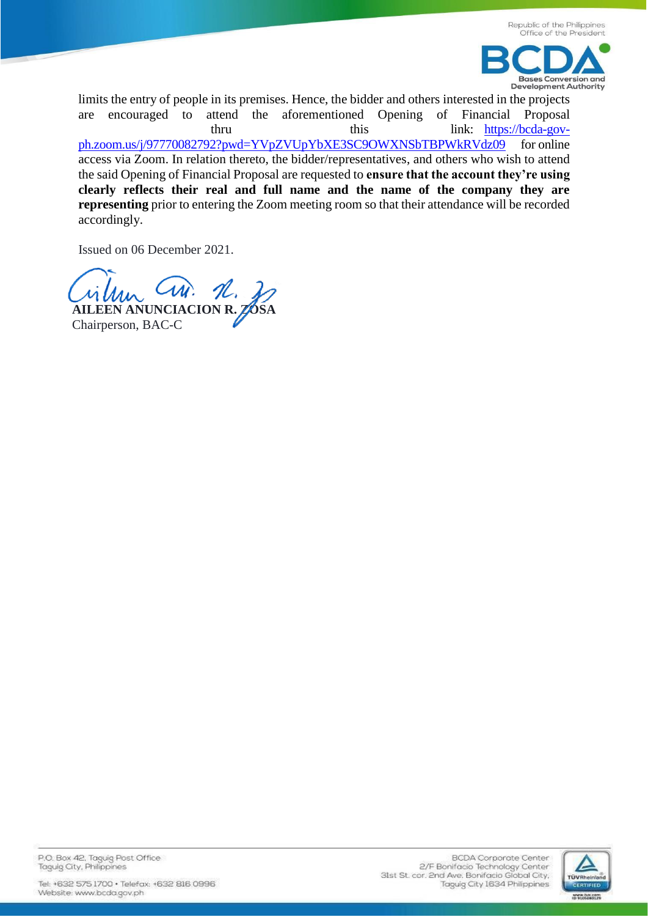limits the entry of people in its premises. Hence, the bidder and others interested in the projects are encouraged to attend the aforementioned Opening of Financial Proposal thru this link: https://bcda-gov-ph.zoom.us/j/97770082792?pwd=YVpZVUpYbXE3SC9OWXNSbTBPWkRVdz09 for online access via Zoom. In relation thereto, the bidder/representatives, and others who wish to attend the said Opening of Financial Proposal are requested to **ensure that the account they're using clearly reflects their real and full name and the name of the company they are representing** prior to entering the Zoom meeting room so that their attendance will be recorded accordingly.

Issued on 06 December 2021.

**AILEEN ANUNCIACION R. ZOSA**
Chairperson, BAC-C